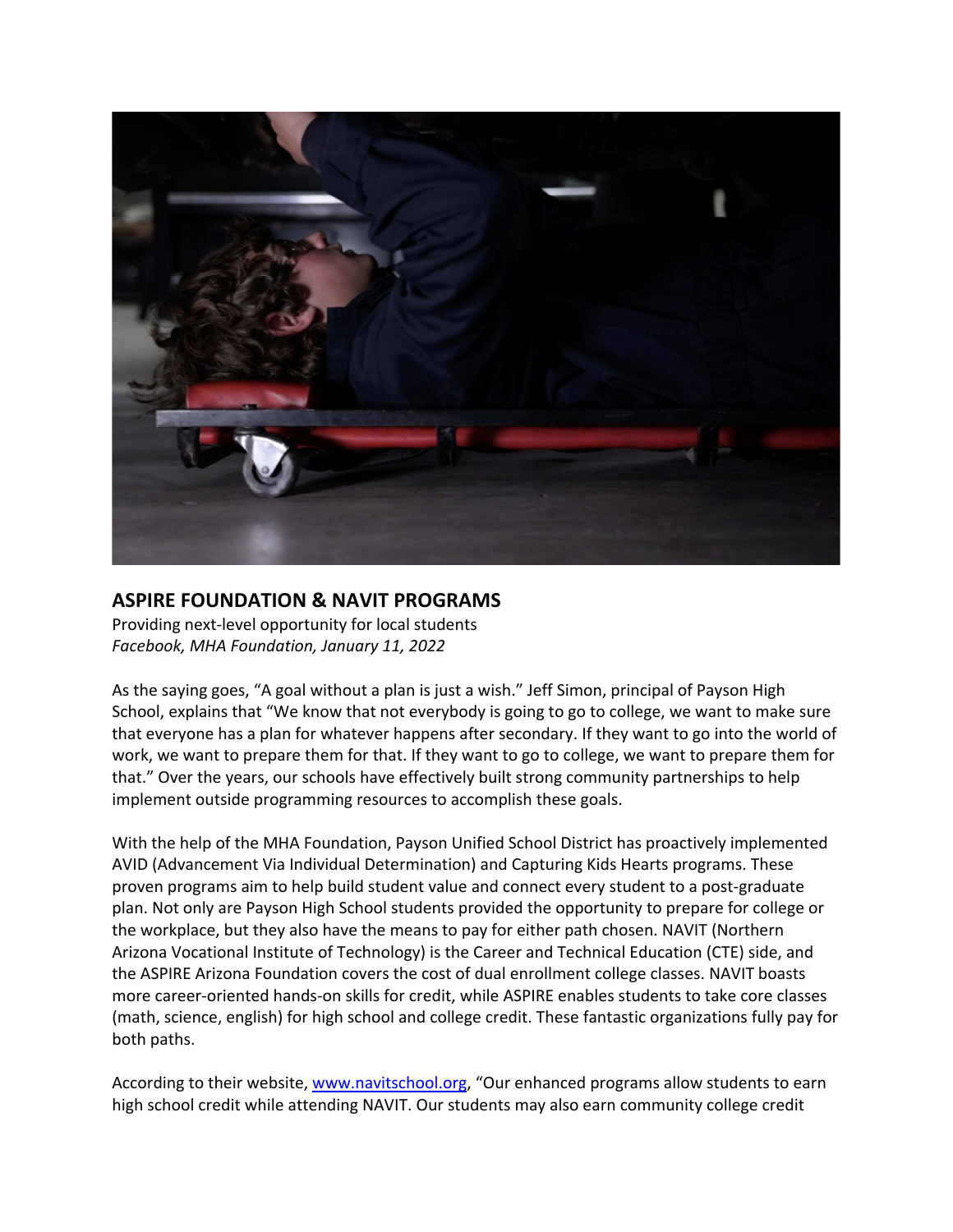## ASPIRE FOUNDATION & NAVIT PROGRAMS

Providing next-level opportunity for local students

*Facebook, MHA Foundation, January 11, 2022*

As the saying goes, "A goal without a plan is just a wish." Jeff Simon, principal of Payson High School, explains that "We know that not everybody is going to go to college, we want to make sure that everyone has a plan for whatever happens after secondary. If they want to go into the world of work, we want to prepare them for that. If they want to go to college, we want to prepare them for that." Over the years, our schools have effectively built strong community partnerships to help implement outside programming resources to accomplish these goals.

With the help of the MHA Foundation, Payson Unified School District has proactively implemented AVID (Advancement Via Individual Determination) and Capturing Kids Hearts programs. These proven programs aim to help build student value and connect every student to a post-graduate plan. Not only are Payson High School students provided the opportunity to prepare for college or the workplace, but they also have the means to pay for either path chosen. NAVIT (Northern Arizona Vocational Institute of Technology) is the Career and Technical Education (CTE) side, and the ASPIRE Arizona Foundation covers the cost of dual enrollment college classes. NAVIT boasts more career-oriented hands-on skills for credit, while ASPIRE enables students to take core classes (math, science, english) for high school and college credit. These fantastic organizations fully pay for both paths.

According to their website, [www.navitschool.org](http://www.navitschool.org), "Our enhanced programs allow students to earn high school credit while attending NAVIT. Our students may also earn community college credit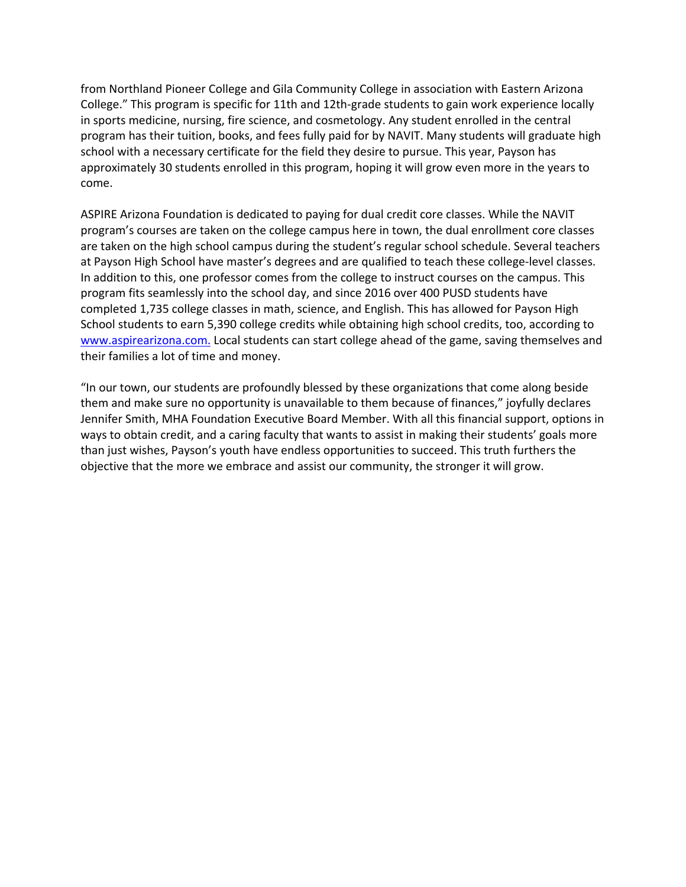from Northland Pioneer College and Gila Community College in association with Eastern Arizona College." This program is specific for 11th and 12th-grade students to gain work experience locally in sports medicine, nursing, fire science, and cosmetology. Any student enrolled in the central program has their tuition, books, and fees fully paid for by NAVIT. Many students will graduate high school with a necessary certificate for the field they desire to pursue. This year, Payson has approximately 30 students enrolled in this program, hoping it will grow even more in the years to come.

ASPIRE Arizona Foundation is dedicated to paying for dual credit core classes. While the NAVIT program's courses are taken on the college campus here in town, the dual enrollment core classes are taken on the high school campus during the student's regular school schedule. Several teachers at Payson High School have master's degrees and are qualified to teach these college-level classes. In addition to this, one professor comes from the college to instruct courses on the campus. This program fits seamlessly into the school day, and since 2016 over 400 PUSD students have completed 1,735 college classes in math, science, and English. This has allowed for Payson High School students to earn 5,390 college credits while obtaining high school credits, too, according to [www.aspirearizona.com.](http://www.aspirearizona.com) Local students can start college ahead of the game, saving themselves and their families a lot of time and money.

"In our town, our students are profoundly blessed by these organizations that come along beside them and make sure no opportunity is unavailable to them because of finances," joyfully declares Jennifer Smith, MHA Foundation Executive Board Member. With all this financial support, options in ways to obtain credit, and a caring faculty that wants to assist in making their students' goals more than just wishes, Payson's youth have endless opportunities to succeed. This truth furthers the objective that the more we embrace and assist our community, the stronger it will grow.